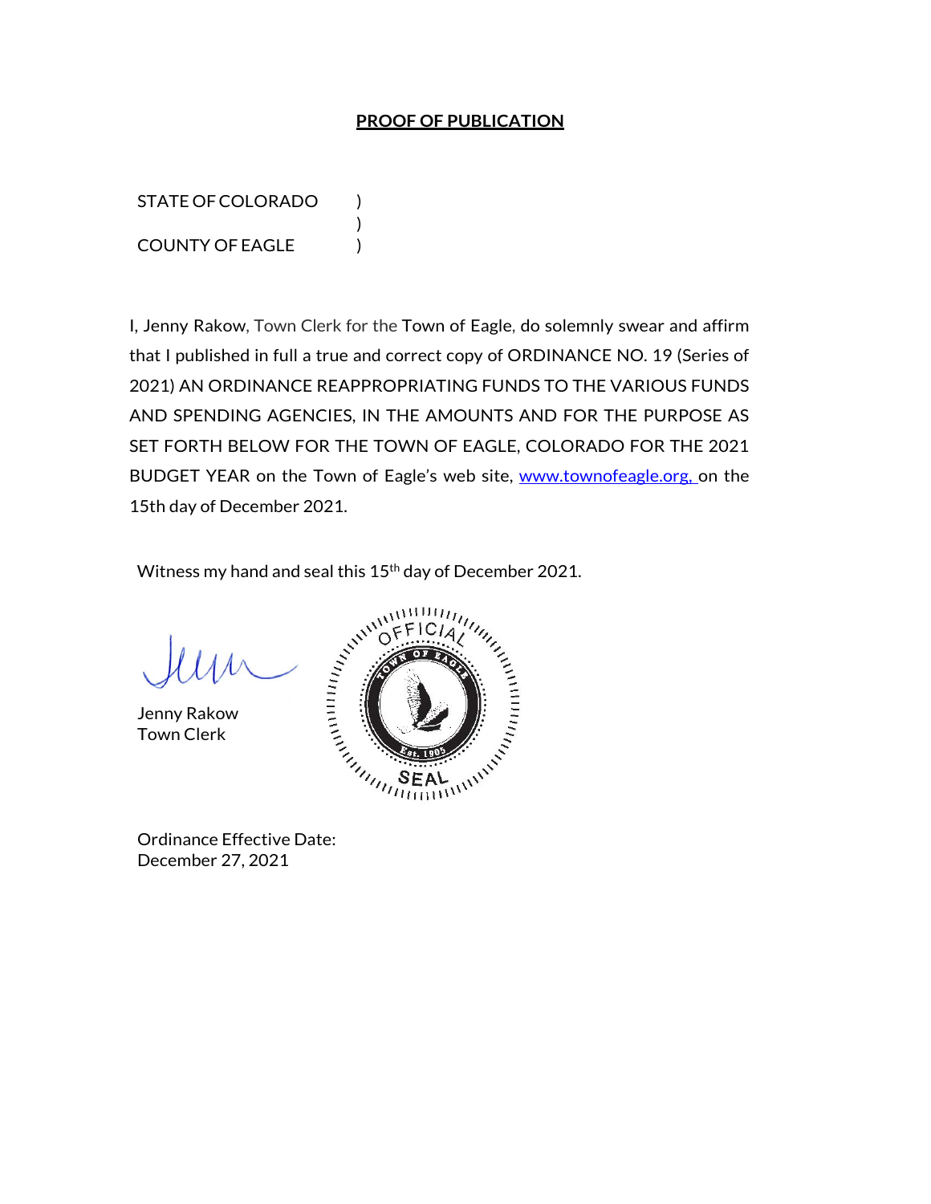**PROOF OF PUBLICATION**

STATE OF COLORADO )
)
COUNTY OF EAGLE )

I, Jenny Rakow, Town Clerk for the Town of Eagle, do solemnly swear and affirm that I published in full a true and correct copy of ORDINANCE NO. 19 (Series of 2021) AN ORDINANCE REAPPROPRIATING FUNDS TO THE VARIOUS FUNDS AND SPENDING AGENCIES, IN THE AMOUNTS AND FOR THE PURPOSE AS SET FORTH BELOW FOR THE TOWN OF EAGLE, COLORADO FOR THE 2021 BUDGET YEAR on the Town of Eagle's web site, www.townofeagle.org, on the 15th day of December 2021.

Witness my hand and seal this 15th day of December 2021.

Jenny Rakow
Town Clerk

OFFICIAL TOWN OF EAGLE Est. 1905 SEAL

Ordinance Effective Date:
December 27, 2021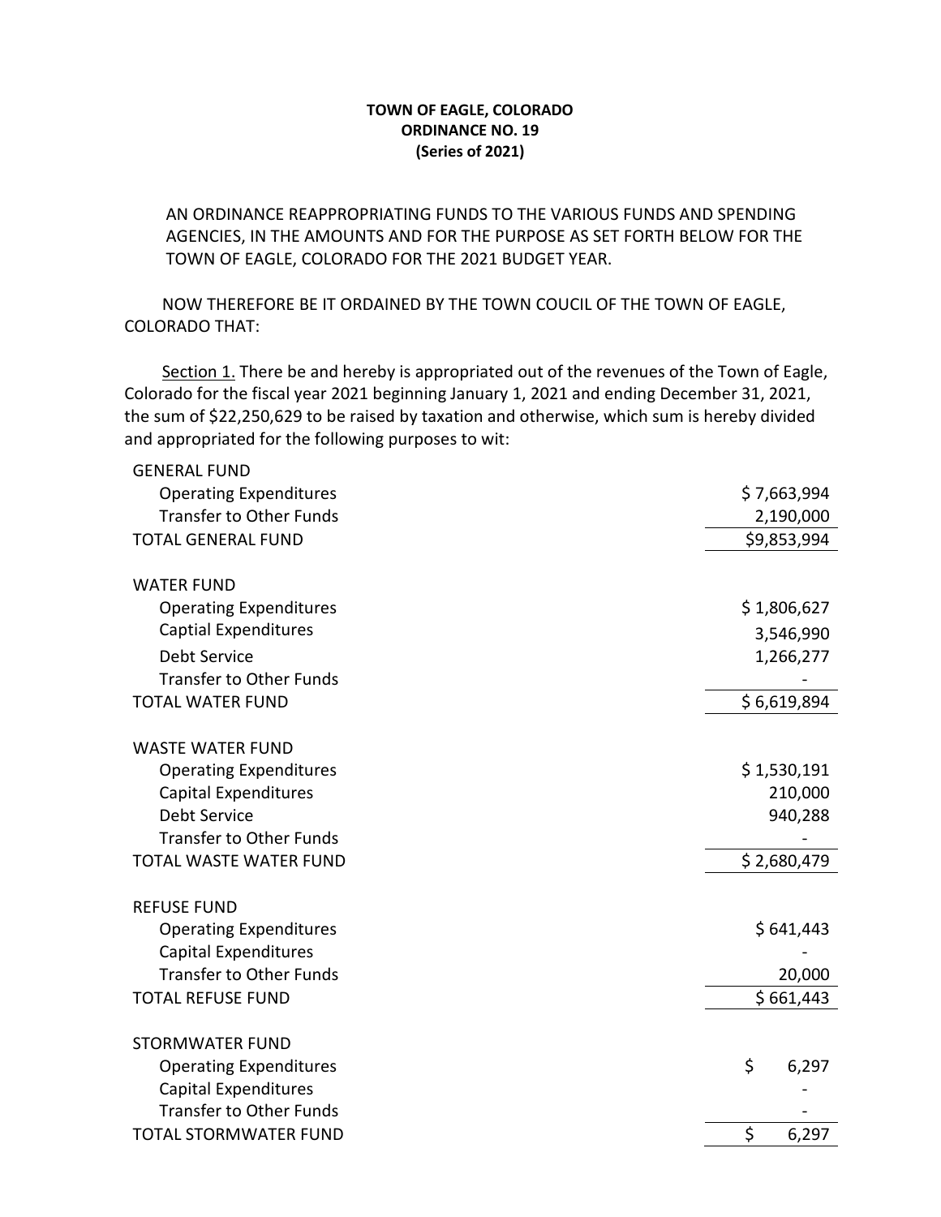**TOWN OF EAGLE, COLORADO**
**ORDINANCE NO. 19**
**(Series of 2021)**

AN ORDINANCE REAPPROPRIATING FUNDS TO THE VARIOUS FUNDS AND SPENDING AGENCIES, IN THE AMOUNTS AND FOR THE PURPOSE AS SET FORTH BELOW FOR THE TOWN OF EAGLE, COLORADO FOR THE 2021 BUDGET YEAR.

NOW THEREFORE BE IT ORDAINED BY THE TOWN COUCIL OF THE TOWN OF EAGLE, COLORADO THAT:

Section 1. There be and hereby is appropriated out of the revenues of the Town of Eagle, Colorado for the fiscal year 2021 beginning January 1, 2021 and ending December 31, 2021, the sum of $22,250,629 to be raised by taxation and otherwise, which sum is hereby divided and appropriated for the following purposes to wit:

| | |
|---|---|
| GENERAL FUND | |
| Operating Expenditures | $ 7,663,994 |
| Transfer to Other Funds | 2,190,000 |
| TOTAL GENERAL FUND | $9,853,994 |
| | |
| WATER FUND | |
| Operating Expenditures | $ 1,806,627 |
| Captial Expenditures | 3,546,990 |
| Debt Service | 1,266,277 |
| Transfer to Other Funds | - |
| TOTAL WATER FUND | $ 6,619,894 |
| | |
| WASTE WATER FUND | |
| Operating Expenditures | $ 1,530,191 |
| Capital Expenditures | 210,000 |
| Debt Service | 940,288 |
| Transfer to Other Funds | - |
| TOTAL WASTE WATER FUND | $ 2,680,479 |
| | |
| REFUSE FUND | |
| Operating Expenditures | $ 641,443 |
| Capital Expenditures | - |
| Transfer to Other Funds | 20,000 |
| TOTAL REFUSE FUND | $ 661,443 |
| | |
| STORMWATER FUND | |
| Operating Expenditures | $ 6,297 |
| Capital Expenditures | - |
| Transfer to Other Funds | - |
| TOTAL STORMWATER FUND | $ 6,297 |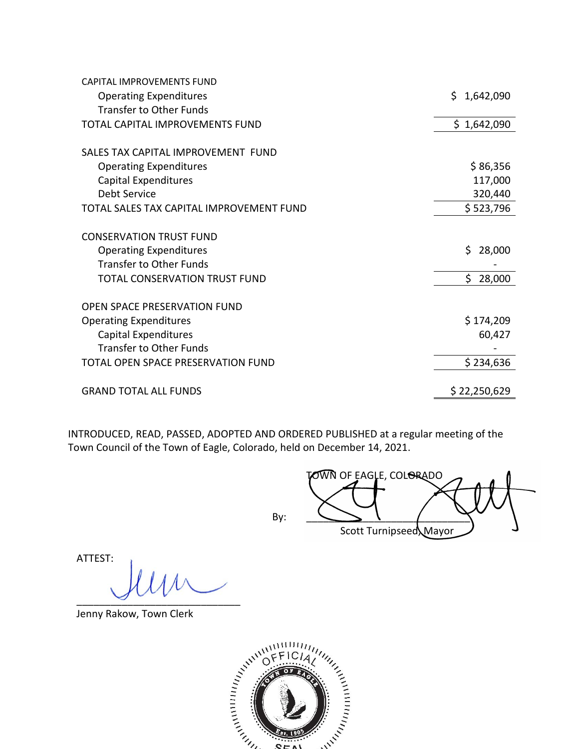| | |
|---|---|
| CAPITAL IMPROVEMENTS FUND | |
| Operating Expenditures | $ 1,642,090 |
| Transfer to Other Funds | |
| TOTAL CAPITAL IMPROVEMENTS FUND | $ 1,642,090 |
| | |
| SALES TAX CAPITAL IMPROVEMENT FUND | |
| Operating Expenditures | $ 86,356 |
| Capital Expenditures | 117,000 |
| Debt Service | 320,440 |
| TOTAL SALES TAX CAPITAL IMPROVEMENT FUND | $ 523,796 |
| | |
| CONSERVATION TRUST FUND | |
| Operating Expenditures | $ 28,000 |
| Transfer to Other Funds | - |
| TOTAL CONSERVATION TRUST FUND | $ 28,000 |
| | |
| OPEN SPACE PRESERVATION FUND | |
| Operating Expenditures | $ 174,209 |
| Capital Expenditures | 60,427 |
| Transfer to Other Funds | - |
| TOTAL OPEN SPACE PRESERVATION FUND | $ 234,636 |
| | |
| GRAND TOTAL ALL FUNDS | $ 22,250,629 |

INTRODUCED, READ, PASSED, ADOPTED AND ORDERED PUBLISHED at a regular meeting of the Town Council of the Town of Eagle, Colorado, held on December 14, 2021.

TOWN OF EAGLE, COLORADO

By: ______________________________

Scott Turnipseed, Mayor

ATTEST:

______________________________

Jenny Rakow, Town Clerk

OFFICIAL TOWN OF EAGLE Est. 1905 SEAL